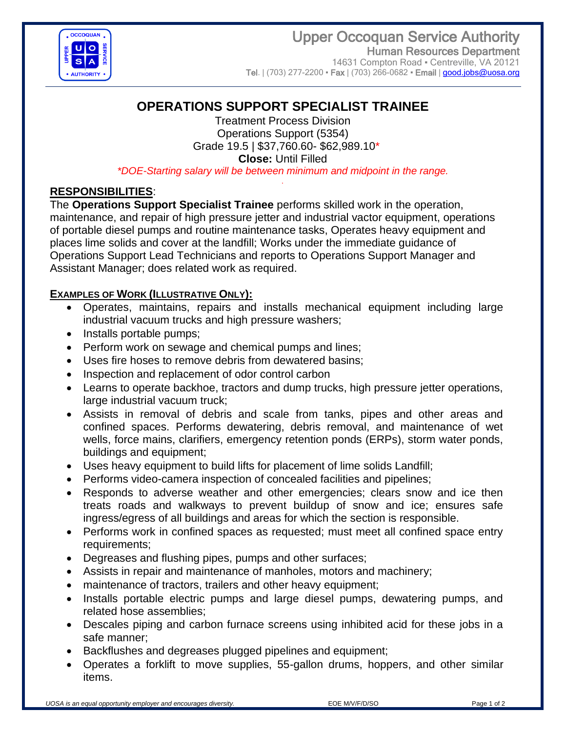# Upper Occoquan Service Authority

**Human Resources Department**

14631 Compton Road ▪ Centreville, VA 20121

**Tel**. | (703) 277-2200 ▪ **Fax** | (703) 266-0682 ▪ **Email** | good.jobs@uosa.org

## OPERATIONS SUPPORT SPECIALIST TRAINEE

Treatment Process Division
Operations Support (5354)
Grade 19.5 | $37,760.60- $62,989.10*
**Close:** Until Filled

*\*DOE-Starting salary will be between minimum and midpoint in the range.*

### RESPONSIBILITIES:

The **Operations Support Specialist Trainee** performs skilled work in the operation, maintenance, and repair of high pressure jetter and industrial vactor equipment, operations of portable diesel pumps and routine maintenance tasks, Operates heavy equipment and places lime solids and cover at the landfill; Works under the immediate guidance of Operations Support Lead Technicians and reports to Operations Support Manager and Assistant Manager; does related work as required.

### EXAMPLES OF WORK (ILLUSTRATIVE ONLY):

- Operates, maintains, repairs and installs mechanical equipment including large industrial vacuum trucks and high pressure washers;
- Installs portable pumps;
- Perform work on sewage and chemical pumps and lines;
- Uses fire hoses to remove debris from dewatered basins;
- Inspection and replacement of odor control carbon
- Learns to operate backhoe, tractors and dump trucks, high pressure jetter operations, large industrial vacuum truck;
- Assists in removal of debris and scale from tanks, pipes and other areas and confined spaces. Performs dewatering, debris removal, and maintenance of wet wells, force mains, clarifiers, emergency retention ponds (ERPs), storm water ponds, buildings and equipment;
- Uses heavy equipment to build lifts for placement of lime solids Landfill;
- Performs video-camera inspection of concealed facilities and pipelines;
- Responds to adverse weather and other emergencies; clears snow and ice then treats roads and walkways to prevent buildup of snow and ice; ensures safe ingress/egress of all buildings and areas for which the section is responsible.
- Performs work in confined spaces as requested; must meet all confined space entry requirements;
- Degreases and flushing pipes, pumps and other surfaces;
- Assists in repair and maintenance of manholes, motors and machinery;
- maintenance of tractors, trailers and other heavy equipment;
- Installs portable electric pumps and large diesel pumps, dewatering pumps, and related hose assemblies;
- Descales piping and carbon furnace screens using inhibited acid for these jobs in a safe manner;
- Backflushes and degreases plugged pipelines and equipment;
- Operates a forklift to move supplies, 55-gallon drums, hoppers, and other similar items.

*UOSA is an equal opportunity employer and encourages diversity.* EOE M/V/F/D/SO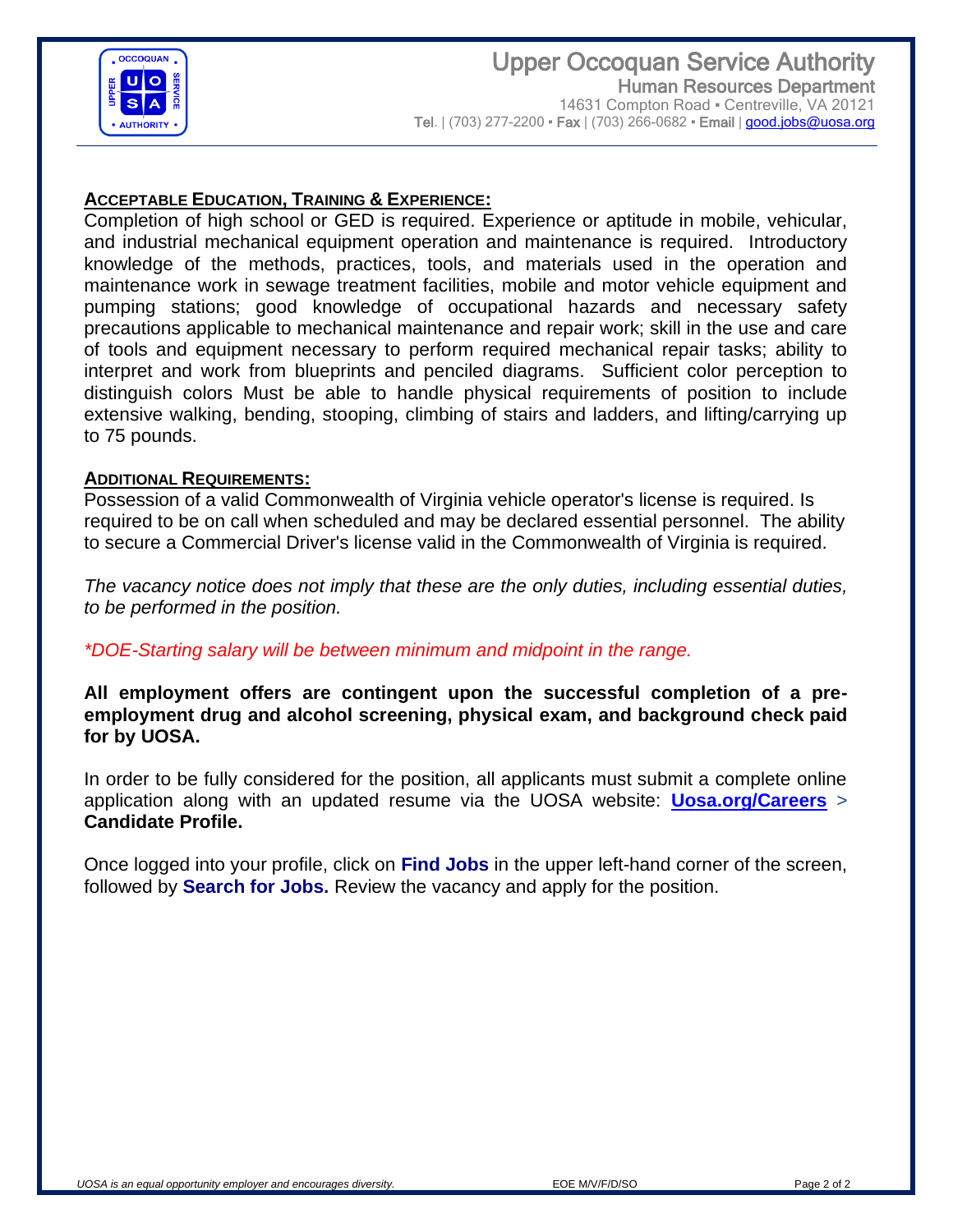## ACCEPTABLE EDUCATION, TRAINING & EXPERIENCE:

Completion of high school or GED is required. Experience or aptitude in mobile, vehicular, and industrial mechanical equipment operation and maintenance is required. Introductory knowledge of the methods, practices, tools, and materials used in the operation and maintenance work in sewage treatment facilities, mobile and motor vehicle equipment and pumping stations; good knowledge of occupational hazards and necessary safety precautions applicable to mechanical maintenance and repair work; skill in the use and care of tools and equipment necessary to perform required mechanical repair tasks; ability to interpret and work from blueprints and penciled diagrams. Sufficient color perception to distinguish colors Must be able to handle physical requirements of position to include extensive walking, bending, stooping, climbing of stairs and ladders, and lifting/carrying up to 75 pounds.

## ADDITIONAL REQUIREMENTS:

Possession of a valid Commonwealth of Virginia vehicle operator's license is required. Is required to be on call when scheduled and may be declared essential personnel. The ability to secure a Commercial Driver's license valid in the Commonwealth of Virginia is required.

*The vacancy notice does not imply that these are the only duties, including essential duties, to be performed in the position.*

*\*DOE-Starting salary will be between minimum and midpoint in the range.*

**All employment offers are contingent upon the successful completion of a pre-employment drug and alcohol screening, physical exam, and background check paid for by UOSA.**

In order to be fully considered for the position, all applicants must submit a complete online application along with an updated resume via the UOSA website: **Uosa.org/Careers** > **Candidate Profile.**

Once logged into your profile, click on **Find Jobs** in the upper left-hand corner of the screen, followed by **Search for Jobs.** Review the vacancy and apply for the position.

*UOSA is an equal opportunity employer and encourages diversity.* EOE M/V/F/D/SO